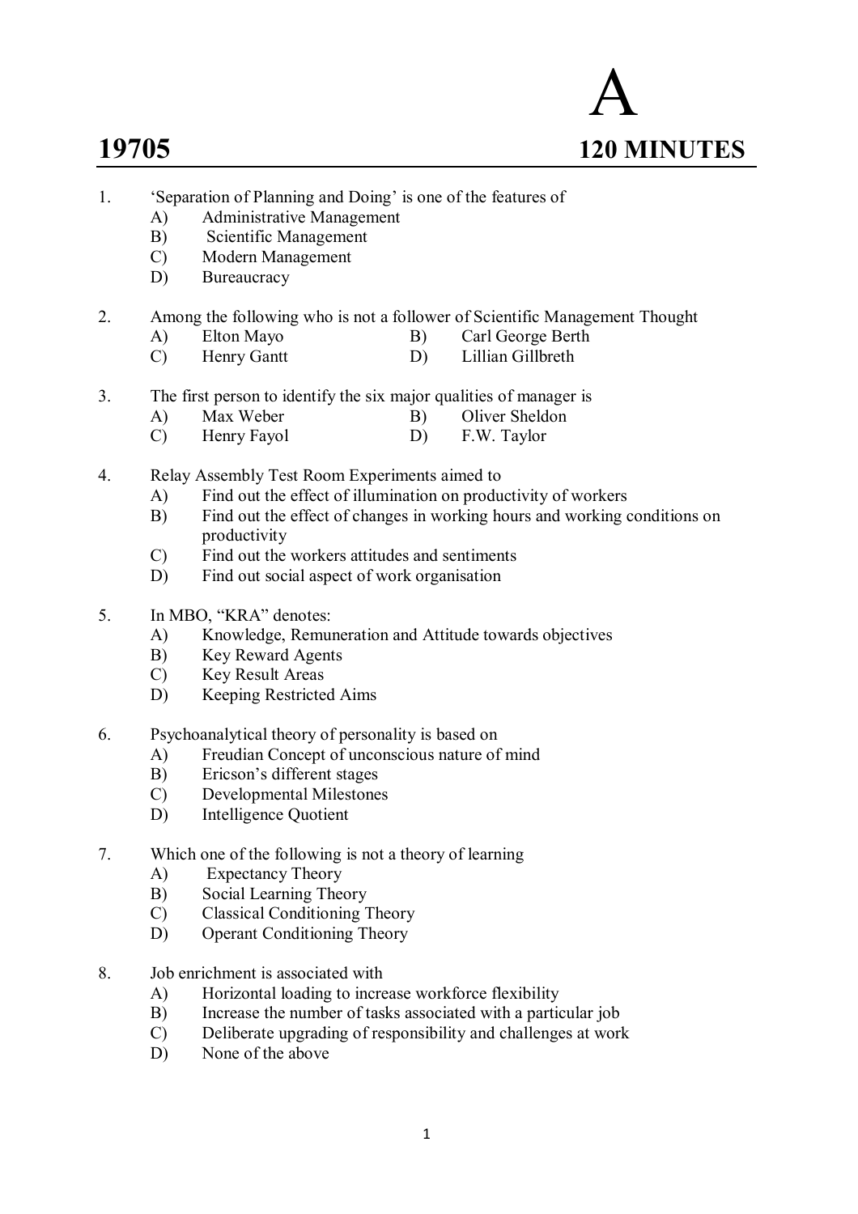# 19705

**A**

**120 MINUTES**

1. 'Separation of Planning and Doing' is one of the features of
   - A) Administrative Management
   - B) Scientific Management
   - C) Modern Management
   - D) Bureaucracy

2. Among the following who is not a follower of Scientific Management Thought
   - A) Elton Mayo
   - B) Carl George Berth
   - C) Henry Gantt
   - D) Lillian Gillbreth

3. The first person to identify the six major qualities of manager is
   - A) Max Weber
   - B) Oliver Sheldon
   - C) Henry Fayol
   - D) F.W. Taylor

4. Relay Assembly Test Room Experiments aimed to
   - A) Find out the effect of illumination on productivity of workers
   - B) Find out the effect of changes in working hours and working conditions on productivity
   - C) Find out the workers attitudes and sentiments
   - D) Find out social aspect of work organisation

5. In MBO, "KRA" denotes:
   - A) Knowledge, Remuneration and Attitude towards objectives
   - B) Key Reward Agents
   - C) Key Result Areas
   - D) Keeping Restricted Aims

6. Psychoanalytical theory of personality is based on
   - A) Freudian Concept of unconscious nature of mind
   - B) Ericson's different stages
   - C) Developmental Milestones
   - D) Intelligence Quotient

7. Which one of the following is not a theory of learning
   - A) Expectancy Theory
   - B) Social Learning Theory
   - C) Classical Conditioning Theory
   - D) Operant Conditioning Theory

8. Job enrichment is associated with
   - A) Horizontal loading to increase workforce flexibility
   - B) Increase the number of tasks associated with a particular job
   - C) Deliberate upgrading of responsibility and challenges at work
   - D) None of the above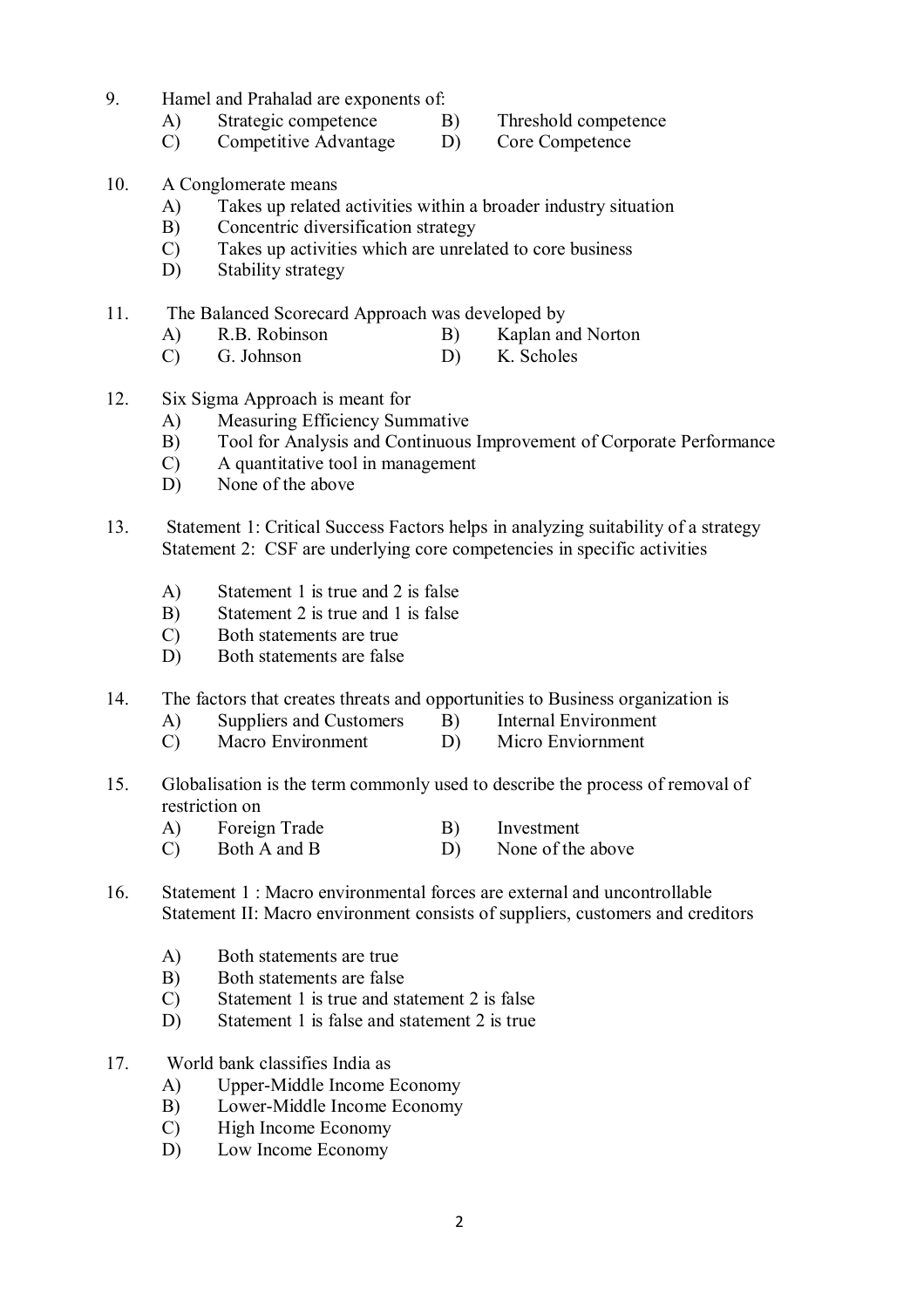9. Hamel and Prahalad are exponents of:
   - A) Strategic competence
   - B) Threshold competence
   - C) Competitive Advantage
   - D) Core Competence

10. A Conglomerate means
    - A) Takes up related activities within a broader industry situation
    - B) Concentric diversification strategy
    - C) Takes up activities which are unrelated to core business
    - D) Stability strategy

11. The Balanced Scorecard Approach was developed by
    - A) R.B. Robinson
    - B) Kaplan and Norton
    - C) G. Johnson
    - D) K. Scholes

12. Six Sigma Approach is meant for
    - A) Measuring Efficiency Summative
    - B) Tool for Analysis and Continuous Improvement of Corporate Performance
    - C) A quantitative tool in management
    - D) None of the above

13. Statement 1: Critical Success Factors helps in analyzing suitability of a strategy
    Statement 2: CSF are underlying core competencies in specific activities

    - A) Statement 1 is true and 2 is false
    - B) Statement 2 is true and 1 is false
    - C) Both statements are true
    - D) Both statements are false

14. The factors that creates threats and opportunities to Business organization is
    - A) Suppliers and Customers
    - B) Internal Environment
    - C) Macro Environment
    - D) Micro Enviornment

15. Globalisation is the term commonly used to describe the process of removal of restriction on
    - A) Foreign Trade
    - B) Investment
    - C) Both A and B
    - D) None of the above

16. Statement 1 : Macro environmental forces are external and uncontrollable
    Statement II: Macro environment consists of suppliers, customers and creditors

    - A) Both statements are true
    - B) Both statements are false
    - C) Statement 1 is true and statement 2 is false
    - D) Statement 1 is false and statement 2 is true

17. World bank classifies India as
    - A) Upper-Middle Income Economy
    - B) Lower-Middle Income Economy
    - C) High Income Economy
    - D) Low Income Economy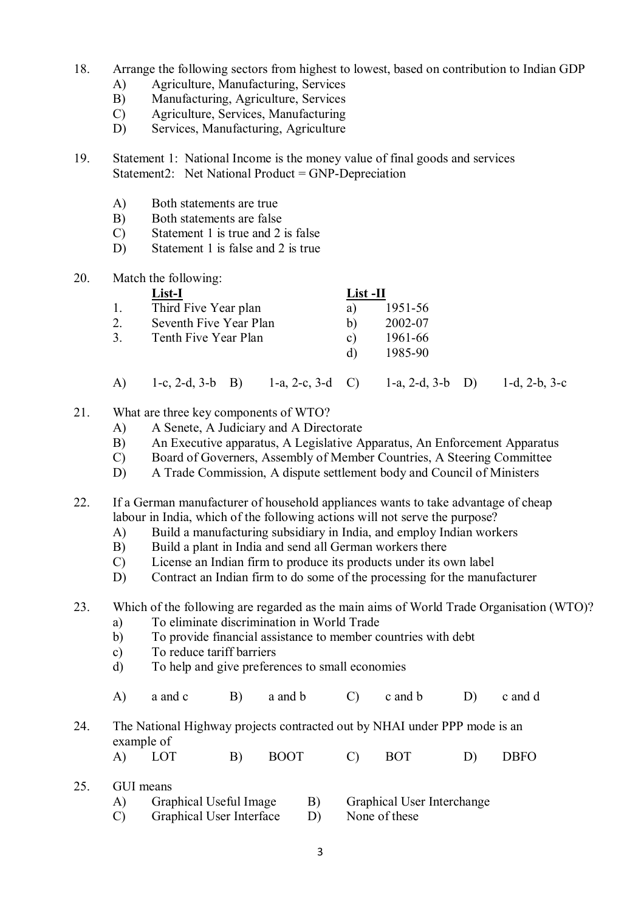18. Arrange the following sectors from highest to lowest, based on contribution to Indian GDP
    A) Agriculture, Manufacturing, Services
    B) Manufacturing, Agriculture, Services
    C) Agriculture, Services, Manufacturing
    D) Services, Manufacturing, Agriculture

19. Statement 1: National Income is the money value of final goods and services
    Statement2: Net National Product = GNP-Depreciation

    A) Both statements are true
    B) Both statements are false
    C) Statement 1 is true and 2 is false
    D) Statement 1 is false and 2 is true

20. Match the following:

| | List-I | | List -II |
|---|---|---|---|
| 1. | Third Five Year plan | a) | 1951-56 |
| 2. | Seventh Five Year Plan | b) | 2002-07 |
| 3. | Tenth Five Year Plan | c) | 1961-66 |
| | | d) | 1985-90 |

    A) 1-c, 2-d, 3-b   B) 1-a, 2-c, 3-d   C) 1-a, 2-d, 3-b   D) 1-d, 2-b, 3-c

21. What are three key components of WTO?
    A) A Senete, A Judiciary and A Directorate
    B) An Executive apparatus, A Legislative Apparatus, An Enforcement Apparatus
    C) Board of Governers, Assembly of Member Countries, A Steering Committee
    D) A Trade Commission, A dispute settlement body and Council of Ministers

22. If a German manufacturer of household appliances wants to take advantage of cheap labour in India, which of the following actions will not serve the purpose?
    A) Build a manufacturing subsidiary in India, and employ Indian workers
    B) Build a plant in India and send all German workers there
    C) License an Indian firm to produce its products under its own label
    D) Contract an Indian firm to do some of the processing for the manufacturer

23. Which of the following are regarded as the main aims of World Trade Organisation (WTO)?
    a) To eliminate discrimination in World Trade
    b) To provide financial assistance to member countries with debt
    c) To reduce tariff barriers
    d) To help and give preferences to small economies

    A) a and c   B) a and b   C) c and b   D) c and d

24. The National Highway projects contracted out by NHAI under PPP mode is an example of
    A) LOT   B) BOOT   C) BOT   D) DBFO

25. GUI means
    A) Graphical Useful Image   B) Graphical User Interchange
    C) Graphical User Interface   D) None of these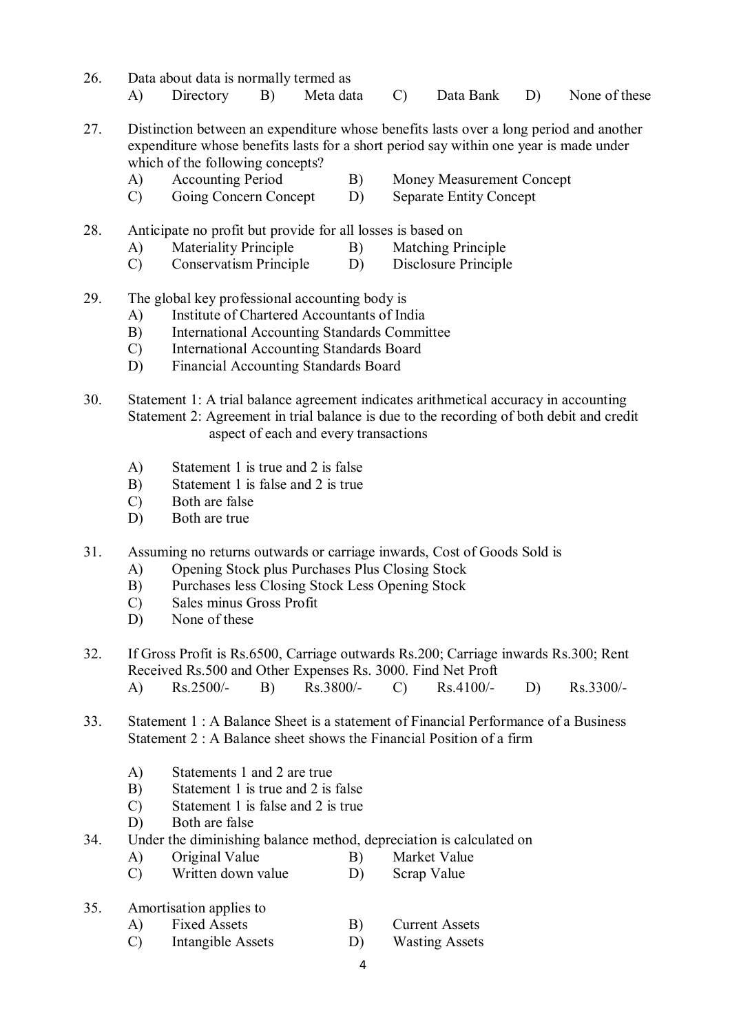26. Data about data is normally termed as

    A) Directory  B) Meta data  C) Data Bank  D) None of these

27. Distinction between an expenditure whose benefits lasts over a long period and another expenditure whose benefits lasts for a short period say within one year is made under which of the following concepts?

    A) Accounting Period  B) Money Measurement Concept

    C) Going Concern Concept  D) Separate Entity Concept

28. Anticipate no profit but provide for all losses is based on

    A) Materiality Principle  B) Matching Principle

    C) Conservatism Principle  D) Disclosure Principle

29. The global key professional accounting body is

    A) Institute of Chartered Accountants of India

    B) International Accounting Standards Committee

    C) International Accounting Standards Board

    D) Financial Accounting Standards Board

30. Statement 1: A trial balance agreement indicates arithmetical accuracy in accounting
    Statement 2: Agreement in trial balance is due to the recording of both debit and credit aspect of each and every transactions

    A) Statement 1 is true and 2 is false

    B) Statement 1 is false and 2 is true

    C) Both are false

    D) Both are true

31. Assuming no returns outwards or carriage inwards, Cost of Goods Sold is

    A) Opening Stock plus Purchases Plus Closing Stock

    B) Purchases less Closing Stock Less Opening Stock

    C) Sales minus Gross Profit

    D) None of these

32. If Gross Profit is Rs.6500, Carriage outwards Rs.200; Carriage inwards Rs.300; Rent Received Rs.500 and Other Expenses Rs. 3000. Find Net Proft

    A) Rs.2500/-  B) Rs.3800/-  C) Rs.4100/-  D) Rs.3300/-

33. Statement 1 : A Balance Sheet is a statement of Financial Performance of a Business
    Statement 2 : A Balance sheet shows the Financial Position of a firm

    A) Statements 1 and 2 are true

    B) Statement 1 is true and 2 is false

    C) Statement 1 is false and 2 is true

    D) Both are false

34. Under the diminishing balance method, depreciation is calculated on

    A) Original Value  B) Market Value

    C) Written down value  D) Scrap Value

35. Amortisation applies to

    A) Fixed Assets  B) Current Assets

    C) Intangible Assets  D) Wasting Assets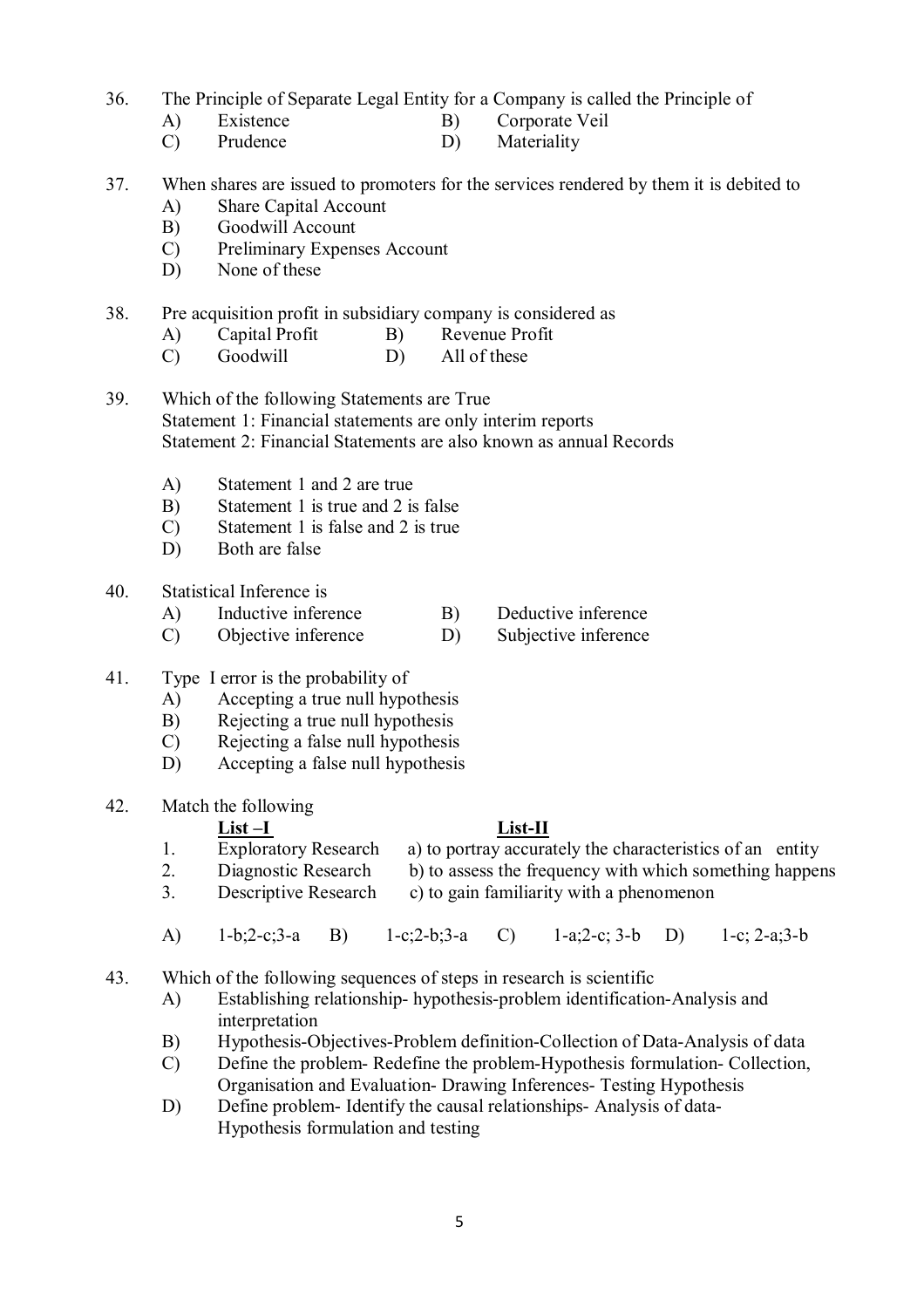36. The Principle of Separate Legal Entity for a Company is called the Principle of
    - A) Existence
    - B) Corporate Veil
    - C) Prudence
    - D) Materiality

37. When shares are issued to promoters for the services rendered by them it is debited to
    - A) Share Capital Account
    - B) Goodwill Account
    - C) Preliminary Expenses Account
    - D) None of these

38. Pre acquisition profit in subsidiary company is considered as
    - A) Capital Profit
    - B) Revenue Profit
    - C) Goodwill
    - D) All of these

39. Which of the following Statements are True

    Statement 1: Financial statements are only interim reports

    Statement 2: Financial Statements are also known as annual Records

    - A) Statement 1 and 2 are true
    - B) Statement 1 is true and 2 is false
    - C) Statement 1 is false and 2 is true
    - D) Both are false

40. Statistical Inference is
    - A) Inductive inference
    - B) Deductive inference
    - C) Objective inference
    - D) Subjective inference

41. Type I error is the probability of
    - A) Accepting a true null hypothesis
    - B) Rejecting a true null hypothesis
    - C) Rejecting a false null hypothesis
    - D) Accepting a false null hypothesis

42. Match the following

    | List –I | List-II |
    |---|---|
    | 1. Exploratory Research | a) to portray accurately the characteristics of an entity |
    | 2. Diagnostic Research | b) to assess the frequency with which something happens |
    | 3. Descriptive Research | c) to gain familiarity with a phenomenon |

    - A) 1-b;2-c;3-a
    - B) 1-c;2-b;3-a
    - C) 1-a;2-c; 3-b
    - D) 1-c; 2-a;3-b

43. Which of the following sequences of steps in research is scientific
    - A) Establishing relationship- hypothesis-problem identification-Analysis and interpretation
    - B) Hypothesis-Objectives-Problem definition-Collection of Data-Analysis of data
    - C) Define the problem- Redefine the problem-Hypothesis formulation- Collection, Organisation and Evaluation- Drawing Inferences- Testing Hypothesis
    - D) Define problem- Identify the causal relationships- Analysis of data- Hypothesis formulation and testing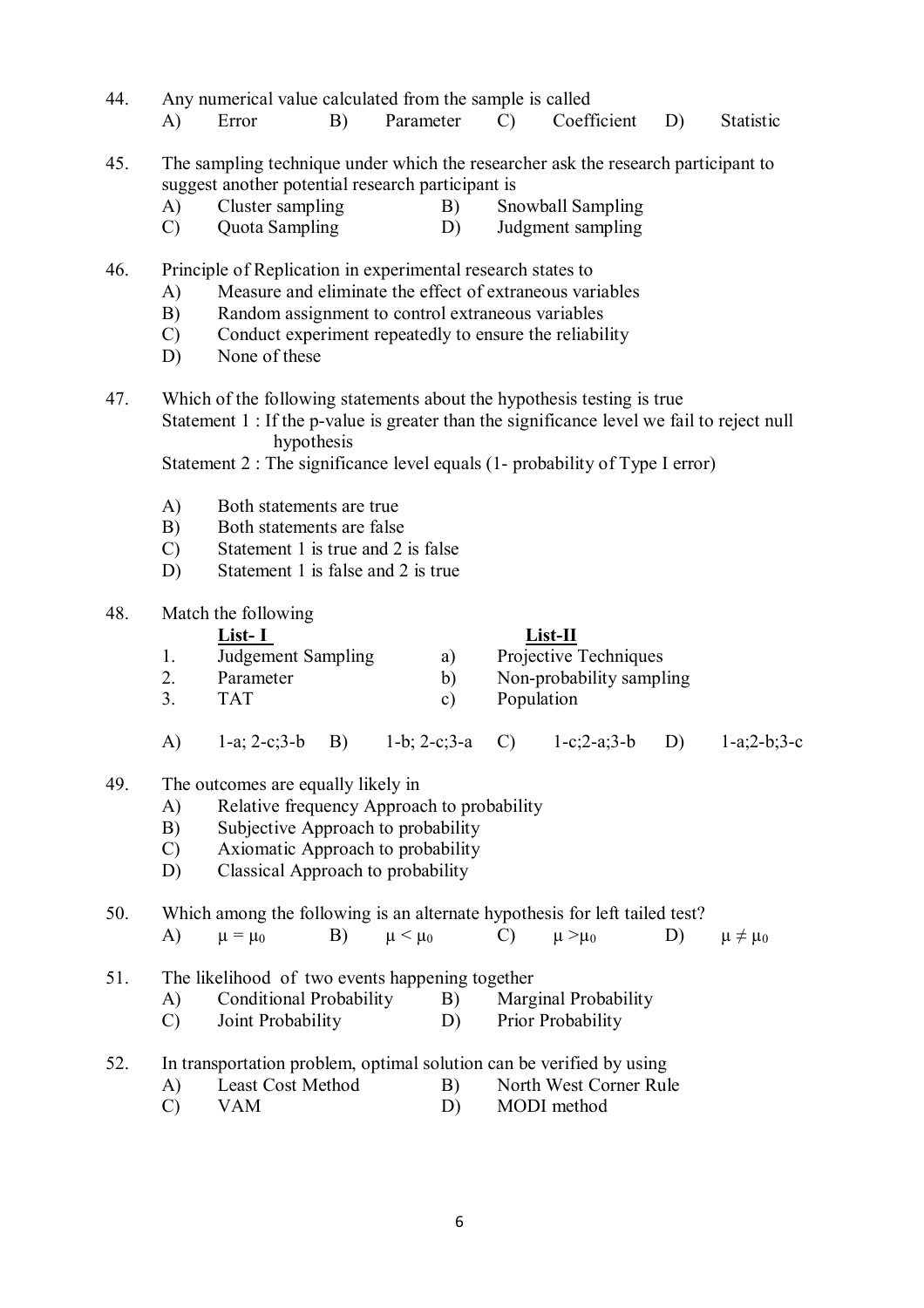44. Any numerical value calculated from the sample is called

    A) Error B) Parameter C) Coefficient D) Statistic

45. The sampling technique under which the researcher ask the research participant to suggest another potential research participant is

    A) Cluster sampling B) Snowball Sampling

    C) Quota Sampling D) Judgment sampling

46. Principle of Replication in experimental research states to

    A) Measure and eliminate the effect of extraneous variables

    B) Random assignment to control extraneous variables

    C) Conduct experiment repeatedly to ensure the reliability

    D) None of these

47. Which of the following statements about the hypothesis testing is true

    Statement 1 : If the p-value is greater than the significance level we fail to reject null hypothesis

    Statement 2 : The significance level equals (1- probability of Type I error)

    A) Both statements are true

    B) Both statements are false

    C) Statement 1 is true and 2 is false

    D) Statement 1 is false and 2 is true

48. Match the following

| | List- I | | List-II |
|---|---|---|---|
| 1. | Judgement Sampling | a) | Projective Techniques |
| 2. | Parameter | b) | Non-probability sampling |
| 3. | TAT | c) | Population |

    A) 1-a; 2-c;3-b B) 1-b; 2-c;3-a C) 1-c;2-a;3-b D) 1-a;2-b;3-c

49. The outcomes are equally likely in

    A) Relative frequency Approach to probability

    B) Subjective Approach to probability

    C) Axiomatic Approach to probability

    D) Classical Approach to probability

50. Which among the following is an alternate hypothesis for left tailed test?

    A) $\mu = \mu_0$ B) $\mu < \mu_0$ C) $\mu > \mu_0$ D) $\mu \neq \mu_0$

51. The likelihood of two events happening together

    A) Conditional Probability B) Marginal Probability

    C) Joint Probability D) Prior Probability

52. In transportation problem, optimal solution can be verified by using

    A) Least Cost Method B) North West Corner Rule

    C) VAM D) MODI method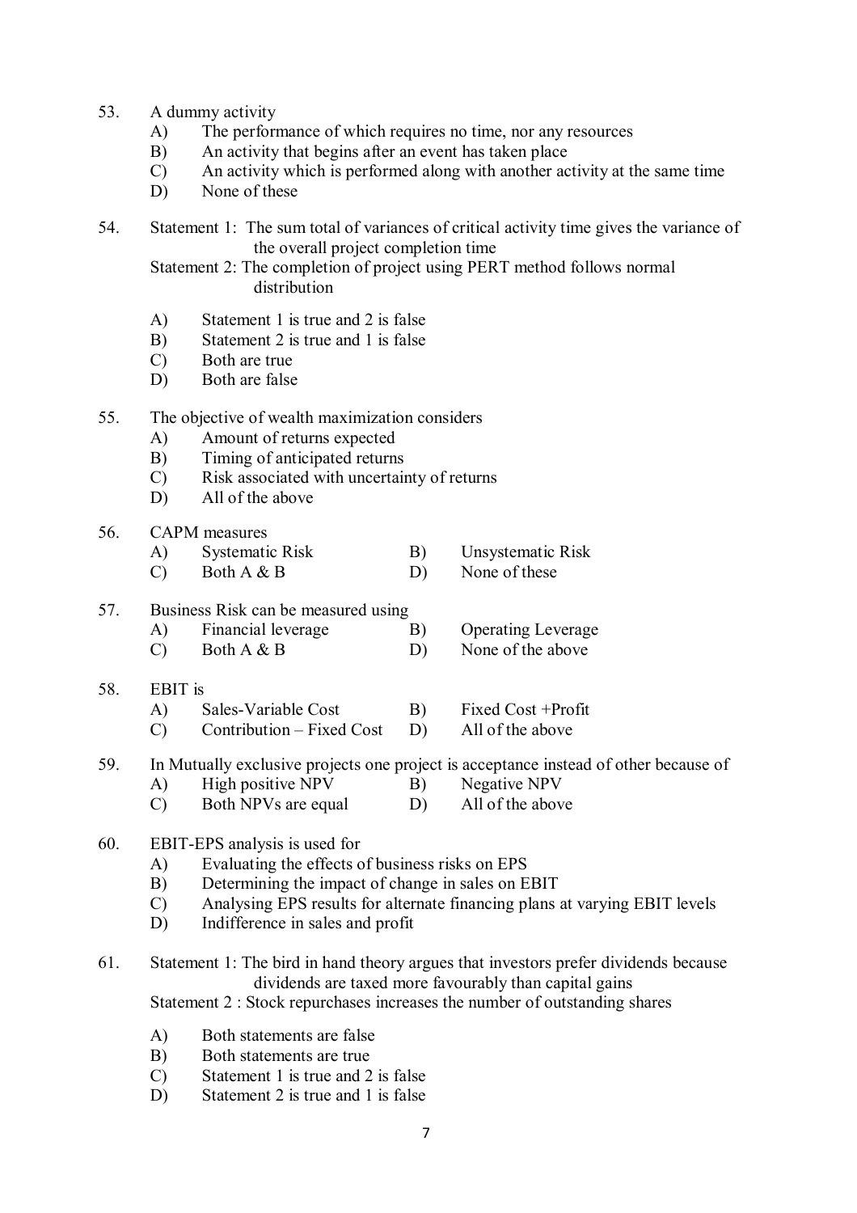53. A dummy activity
    - A) The performance of which requires no time, nor any resources
    - B) An activity that begins after an event has taken place
    - C) An activity which is performed along with another activity at the same time
    - D) None of these

54. Statement 1: The sum total of variances of critical activity time gives the variance of the overall project completion time

    Statement 2: The completion of project using PERT method follows normal distribution

    - A) Statement 1 is true and 2 is false
    - B) Statement 2 is true and 1 is false
    - C) Both are true
    - D) Both are false

55. The objective of wealth maximization considers
    - A) Amount of returns expected
    - B) Timing of anticipated returns
    - C) Risk associated with uncertainty of returns
    - D) All of the above

56. CAPM measures
    - A) Systematic Risk
    - B) Unsystematic Risk
    - C) Both A & B
    - D) None of these

57. Business Risk can be measured using
    - A) Financial leverage
    - B) Operating Leverage
    - C) Both A & B
    - D) None of the above

58. EBIT is
    - A) Sales-Variable Cost
    - B) Fixed Cost +Profit
    - C) Contribution – Fixed Cost
    - D) All of the above

59. In Mutually exclusive projects one project is acceptance instead of other because of
    - A) High positive NPV
    - B) Negative NPV
    - C) Both NPVs are equal
    - D) All of the above

60. EBIT-EPS analysis is used for
    - A) Evaluating the effects of business risks on EPS
    - B) Determining the impact of change in sales on EBIT
    - C) Analysing EPS results for alternate financing plans at varying EBIT levels
    - D) Indifference in sales and profit

61. Statement 1: The bird in hand theory argues that investors prefer dividends because dividends are taxed more favourably than capital gains

    Statement 2 : Stock repurchases increases the number of outstanding shares

    - A) Both statements are false
    - B) Both statements are true
    - C) Statement 1 is true and 2 is false
    - D) Statement 2 is true and 1 is false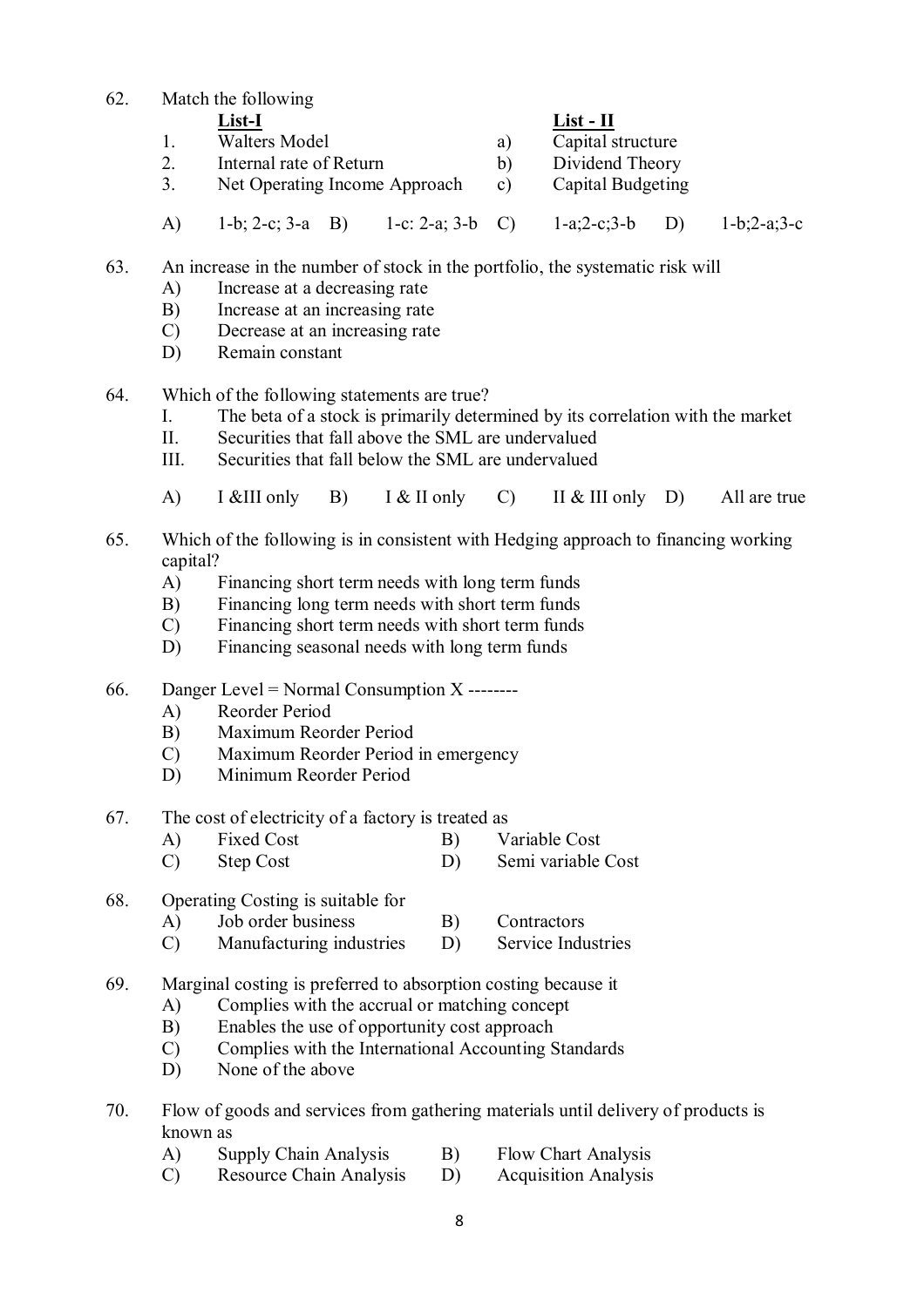62. Match the following

| | List-I | | List - II |
|---|---|---|---|
| 1. | Walters Model | a) | Capital structure |
| 2. | Internal rate of Return | b) | Dividend Theory |
| 3. | Net Operating Income Approach | c) | Capital Budgeting |

A) 1-b; 2-c; 3-a  B) 1-c: 2-a; 3-b  C) 1-a;2-c;3-b  D) 1-b;2-a;3-c

63. An increase in the number of stock in the portfolio, the systematic risk will
   - A) Increase at a decreasing rate
   - B) Increase at an increasing rate
   - C) Decrease at an increasing rate
   - D) Remain constant

64. Which of the following statements are true?
   - I. The beta of a stock is primarily determined by its correlation with the market
   - II. Securities that fall above the SML are undervalued
   - III. Securities that fall below the SML are undervalued

   A) I &III only  B) I & II only  C) II & III only  D) All are true

65. Which of the following is in consistent with Hedging approach to financing working capital?
   - A) Financing short term needs with long term funds
   - B) Financing long term needs with short term funds
   - C) Financing short term needs with short term funds
   - D) Financing seasonal needs with long term funds

66. Danger Level = Normal Consumption X --------
   - A) Reorder Period
   - B) Maximum Reorder Period
   - C) Maximum Reorder Period in emergency
   - D) Minimum Reorder Period

67. The cost of electricity of a factory is treated as
   - A) Fixed Cost
   - B) Variable Cost
   - C) Step Cost
   - D) Semi variable Cost

68. Operating Costing is suitable for
   - A) Job order business
   - B) Contractors
   - C) Manufacturing industries
   - D) Service Industries

69. Marginal costing is preferred to absorption costing because it
   - A) Complies with the accrual or matching concept
   - B) Enables the use of opportunity cost approach
   - C) Complies with the International Accounting Standards
   - D) None of the above

70. Flow of goods and services from gathering materials until delivery of products is known as
   - A) Supply Chain Analysis
   - B) Flow Chart Analysis
   - C) Resource Chain Analysis
   - D) Acquisition Analysis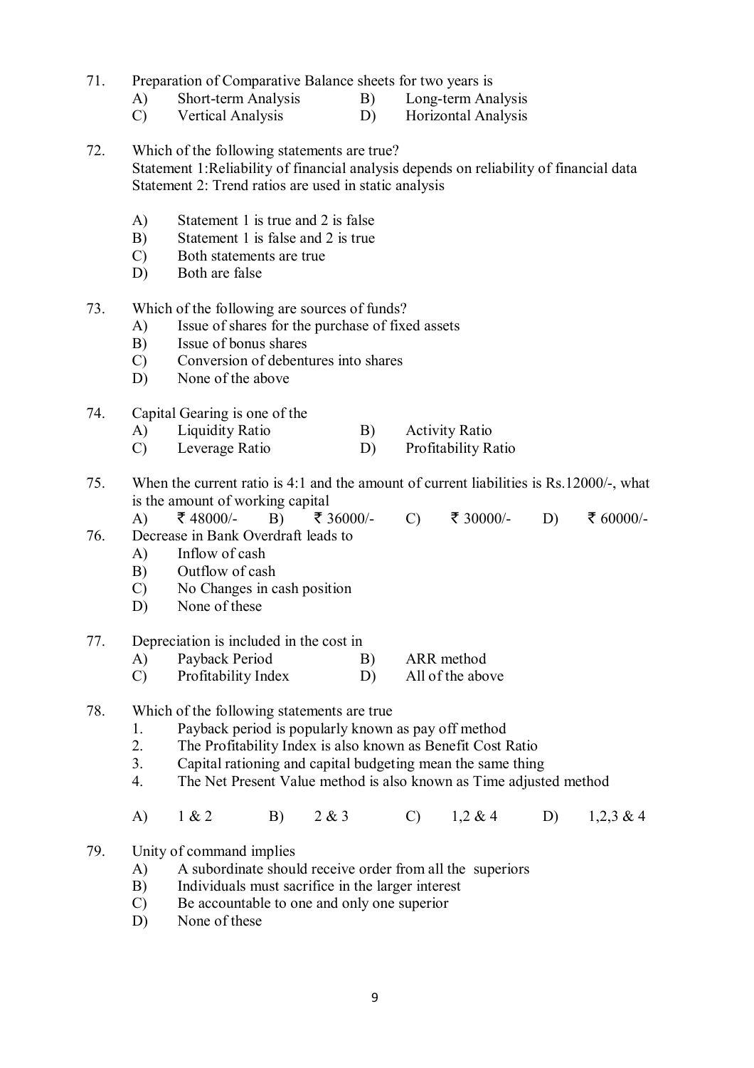71. Preparation of Comparative Balance sheets for two years is
    - A) Short-term Analysis
    - B) Long-term Analysis
    - C) Vertical Analysis
    - D) Horizontal Analysis

72. Which of the following statements are true?
    Statement 1:Reliability of financial analysis depends on reliability of financial data
    Statement 2: Trend ratios are used in static analysis

    - A) Statement 1 is true and 2 is false
    - B) Statement 1 is false and 2 is true
    - C) Both statements are true
    - D) Both are false

73. Which of the following are sources of funds?
    - A) Issue of shares for the purchase of fixed assets
    - B) Issue of bonus shares
    - C) Conversion of debentures into shares
    - D) None of the above

74. Capital Gearing is one of the
    - A) Liquidity Ratio
    - B) Activity Ratio
    - C) Leverage Ratio
    - D) Profitability Ratio

75. When the current ratio is 4:1 and the amount of current liabilities is Rs.12000/-, what is the amount of working capital
    - A) ₹ 48000/-
    - B) ₹ 36000/-
    - C) ₹ 30000/-
    - D) ₹ 60000/-

76. Decrease in Bank Overdraft leads to
    - A) Inflow of cash
    - B) Outflow of cash
    - C) No Changes in cash position
    - D) None of these

77. Depreciation is included in the cost in
    - A) Payback Period
    - B) ARR method
    - C) Profitability Index
    - D) All of the above

78. Which of the following statements are true
    1. Payback period is popularly known as pay off method
    2. The Profitability Index is also known as Benefit Cost Ratio
    3. Capital rationing and capital budgeting mean the same thing
    4. The Net Present Value method is also known as Time adjusted method

    - A) 1 & 2
    - B) 2 & 3
    - C) 1,2 & 4
    - D) 1,2,3 & 4

79. Unity of command implies
    - A) A subordinate should receive order from all the superiors
    - B) Individuals must sacrifice in the larger interest
    - C) Be accountable to one and only one superior
    - D) None of these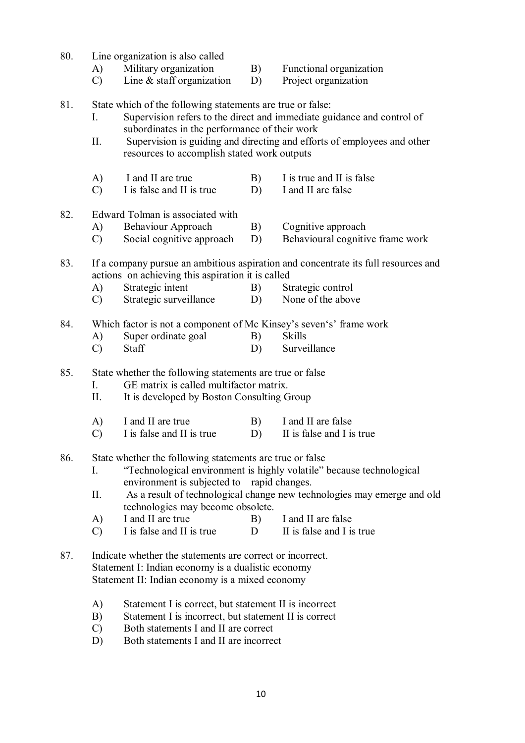80. Line organization is also called
    A) Military organization B) Functional organization
    C) Line & staff organization D) Project organization

81. State which of the following statements are true or false:
    I. Supervision refers to the direct and immediate guidance and control of subordinates in the performance of their work
    II. Supervision is guiding and directing and efforts of employees and other resources to accomplish stated work outputs

    A) I and II are true B) I is true and II is false
    C) I is false and II is true D) I and II are false

82. Edward Tolman is associated with
    A) Behaviour Approach B) Cognitive approach
    C) Social cognitive approach D) Behavioural cognitive frame work

83. If a company pursue an ambitious aspiration and concentrate its full resources and actions on achieving this aspiration it is called
    A) Strategic intent B) Strategic control
    C) Strategic surveillance D) None of the above

84. Which factor is not a component of Mc Kinsey's seven's' frame work
    A) Super ordinate goal B) Skills
    C) Staff D) Surveillance

85. State whether the following statements are true or false
    I. GE matrix is called multifactor matrix.
    II. It is developed by Boston Consulting Group

    A) I and II are true B) I and II are false
    C) I is false and II is true D) II is false and I is true

86. State whether the following statements are true or false
    I. "Technological environment is highly volatile" because technological environment is subjected to rapid changes.
    II. As a result of technological change new technologies may emerge and old technologies may become obsolete.
    A) I and II are true B) I and II are false
    C) I is false and II is true D II is false and I is true

87. Indicate whether the statements are correct or incorrect.
    Statement I: Indian economy is a dualistic economy
    Statement II: Indian economy is a mixed economy

    A) Statement I is correct, but statement II is incorrect
    B) Statement I is incorrect, but statement II is correct
    C) Both statements I and II are correct
    D) Both statements I and II are incorrect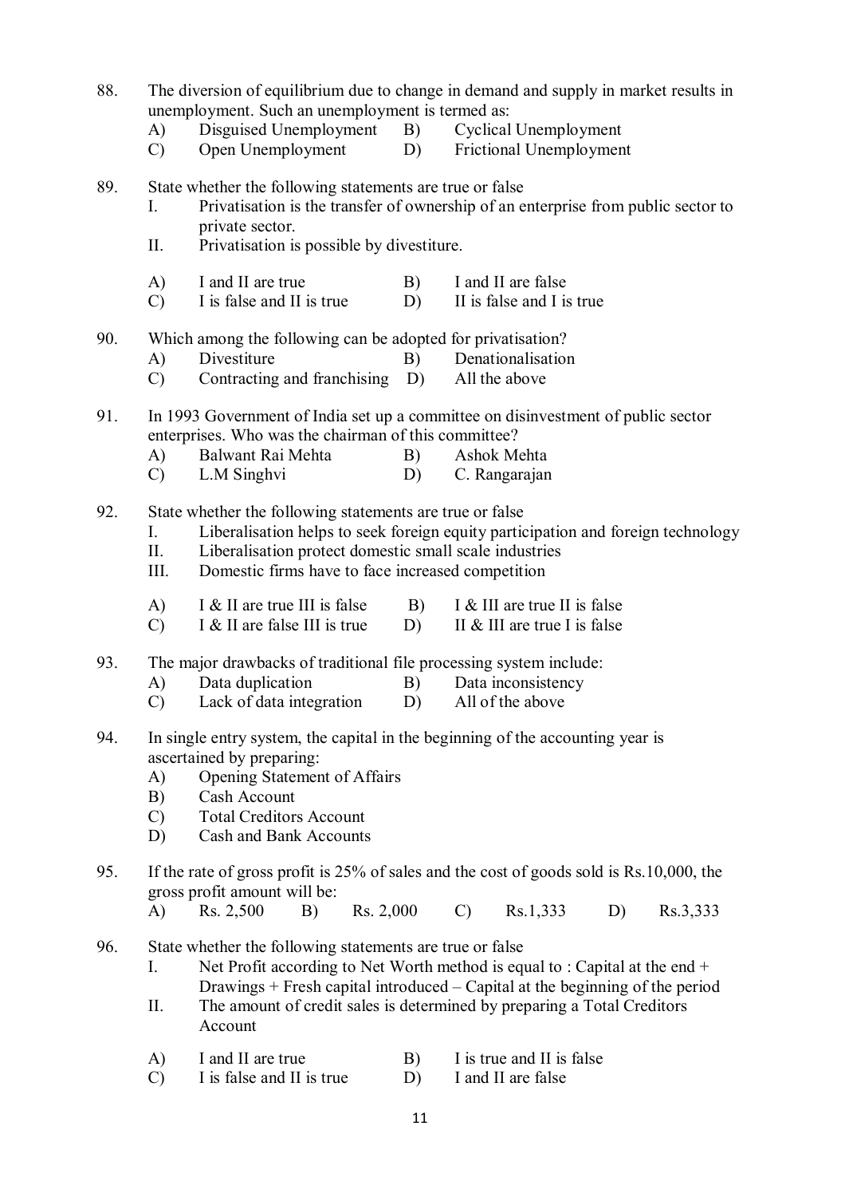88. The diversion of equilibrium due to change in demand and supply in market results in unemployment. Such an unemployment is termed as:

    A) Disguised Unemployment  B) Cyclical Unemployment
    C) Open Unemployment  D) Frictional Unemployment

89. State whether the following statements are true or false

    I. Privatisation is the transfer of ownership of an enterprise from public sector to private sector.
    II. Privatisation is possible by divestiture.

    A) I and II are true  B) I and II are false
    C) I is false and II is true  D) II is false and I is true

90. Which among the following can be adopted for privatisation?

    A) Divestiture  B) Denationalisation
    C) Contracting and franchising  D) All the above

91. In 1993 Government of India set up a committee on disinvestment of public sector enterprises. Who was the chairman of this committee?

    A) Balwant Rai Mehta  B) Ashok Mehta
    C) L.M Singhvi  D) C. Rangarajan

92. State whether the following statements are true or false

    I. Liberalisation helps to seek foreign equity participation and foreign technology
    II. Liberalisation protect domestic small scale industries
    III. Domestic firms have to face increased competition

    A) I & II are true III is false  B) I & III are true II is false
    C) I & II are false III is true  D) II & III are true I is false

93. The major drawbacks of traditional file processing system include:

    A) Data duplication  B) Data inconsistency
    C) Lack of data integration  D) All of the above

94. In single entry system, the capital in the beginning of the accounting year is ascertained by preparing:

    A) Opening Statement of Affairs
    B) Cash Account
    C) Total Creditors Account
    D) Cash and Bank Accounts

95. If the rate of gross profit is 25% of sales and the cost of goods sold is Rs.10,000, the gross profit amount will be:

    A) Rs. 2,500  B) Rs. 2,000  C) Rs.1,333  D) Rs.3,333

96. State whether the following statements are true or false

    I. Net Profit according to Net Worth method is equal to : Capital at the end + Drawings + Fresh capital introduced – Capital at the beginning of the period
    II. The amount of credit sales is determined by preparing a Total Creditors Account

    A) I and II are true  B) I is true and II is false
    C) I is false and II is true  D) I and II are false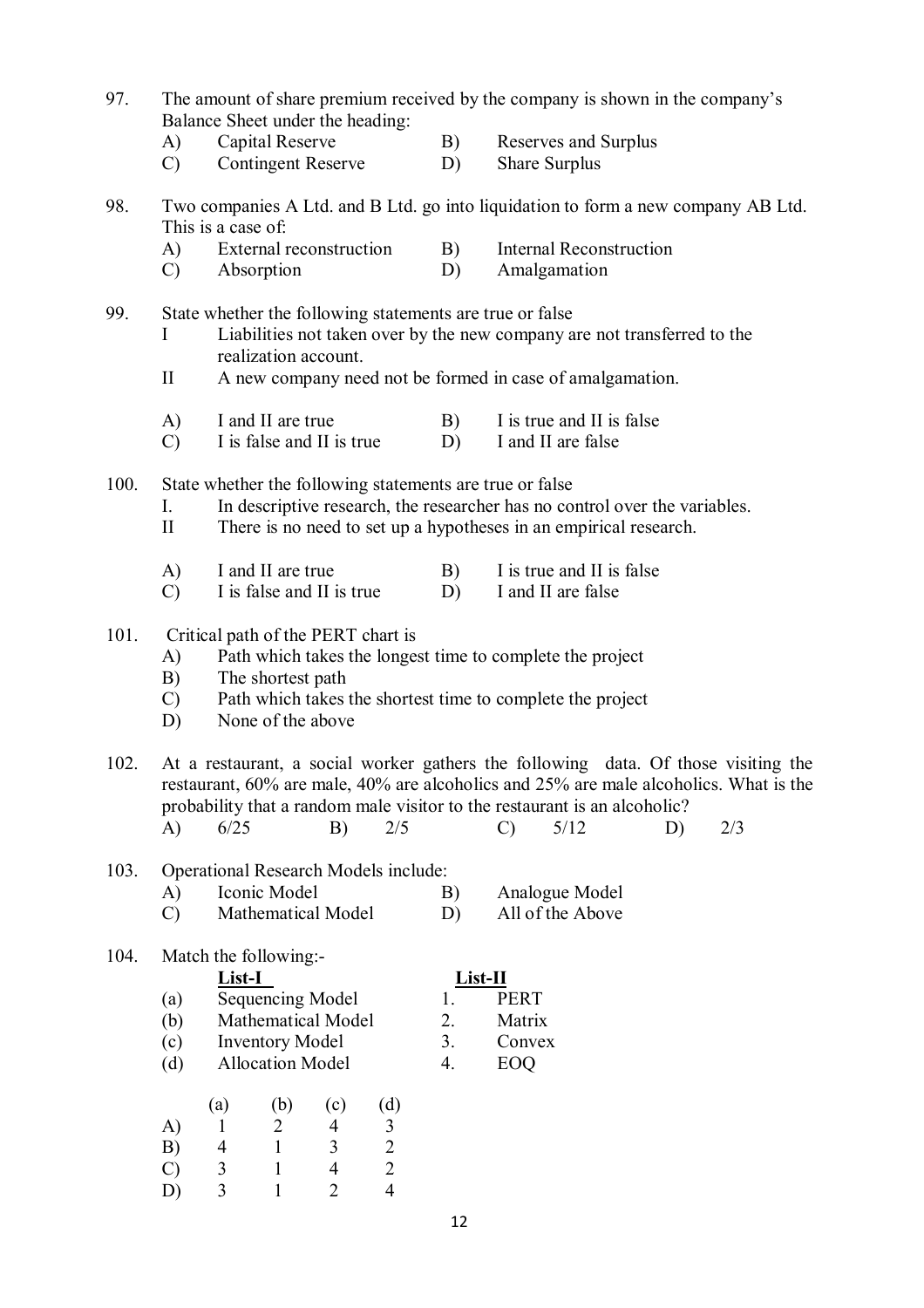97. The amount of share premium received by the company is shown in the company's Balance Sheet under the heading:

    A) Capital Reserve  B) Reserves and Surplus
    C) Contingent Reserve  D) Share Surplus

98. Two companies A Ltd. and B Ltd. go into liquidation to form a new company AB Ltd. This is a case of:

    A) External reconstruction  B) Internal Reconstruction
    C) Absorption  D) Amalgamation

99. State whether the following statements are true or false

    I Liabilities not taken over by the new company are not transferred to the realization account.

    II A new company need not be formed in case of amalgamation.

    A) I and II are true  B) I is true and II is false
    C) I is false and II is true  D) I and II are false

100. State whether the following statements are true or false

    I. In descriptive research, the researcher has no control over the variables.

    II There is no need to set up a hypotheses in an empirical research.

    A) I and II are true  B) I is true and II is false
    C) I is false and II is true  D) I and II are false

101. Critical path of the PERT chart is

    A) Path which takes the longest time to complete the project
    B) The shortest path
    C) Path which takes the shortest time to complete the project
    D) None of the above

102. At a restaurant, a social worker gathers the following data. Of those visiting the restaurant, 60% are male, 40% are alcoholics and 25% are male alcoholics. What is the probability that a random male visitor to the restaurant is an alcoholic?

    A) 6/25  B) 2/5  C) 5/12  D) 2/3

103. Operational Research Models include:

    A) Iconic Model  B) Analogue Model
    C) Mathematical Model  D) All of the Above

104. Match the following:-

| | List-I | | List-II |
|---|---|---|---|
| (a) | Sequencing Model | 1. | PERT |
| (b) | Mathematical Model | 2. | Matrix |
| (c) | Inventory Model | 3. | Convex |
| (d) | Allocation Model | 4. | EOQ |

| | (a) | (b) | (c) | (d) |
|---|---|---|---|---|
| A) | 1 | 2 | 4 | 3 |
| B) | 4 | 1 | 3 | 2 |
| C) | 3 | 1 | 4 | 2 |
| D) | 3 | 1 | 2 | 4 |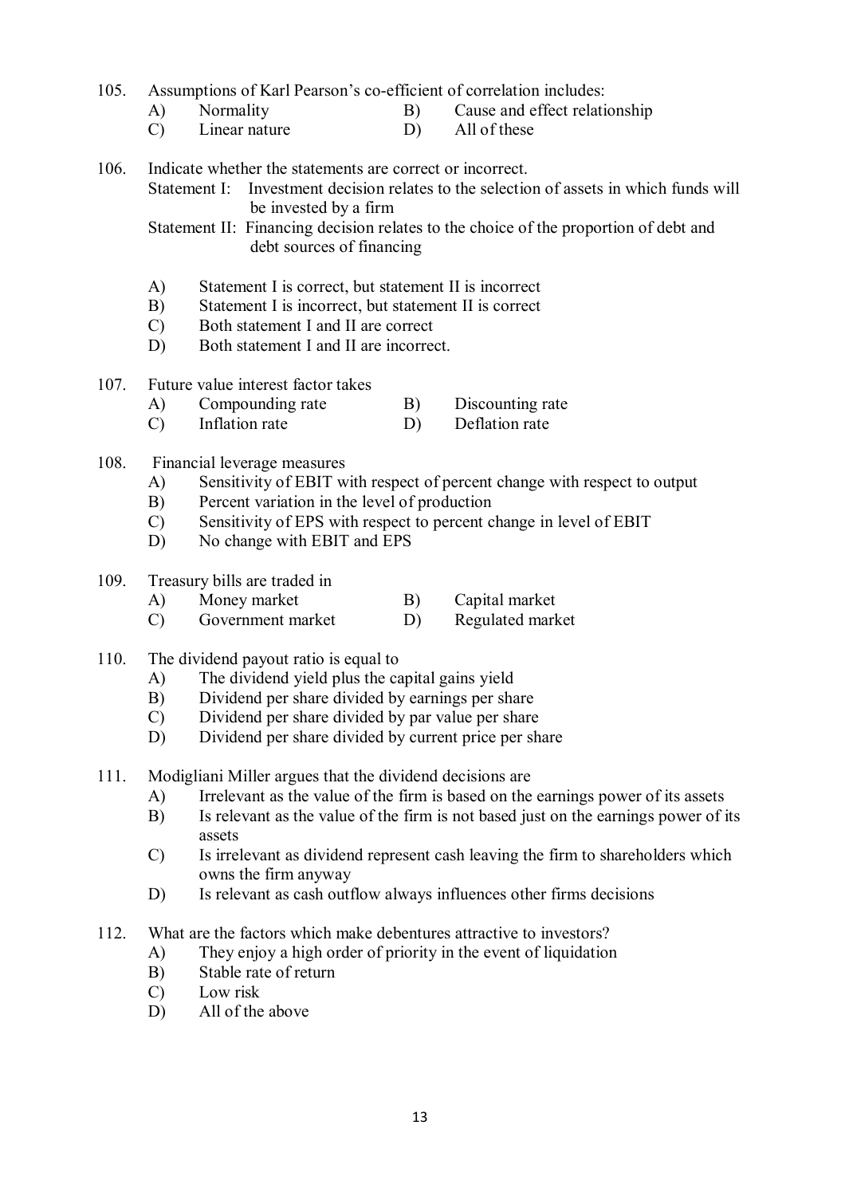105. Assumptions of Karl Pearson's co-efficient of correlation includes:
   - A) Normality
   - B) Cause and effect relationship
   - C) Linear nature
   - D) All of these

106. Indicate whether the statements are correct or incorrect.

   Statement I: Investment decision relates to the selection of assets in which funds will be invested by a firm

   Statement II: Financing decision relates to the choice of the proportion of debt and debt sources of financing

   - A) Statement I is correct, but statement II is incorrect
   - B) Statement I is incorrect, but statement II is correct
   - C) Both statement I and II are correct
   - D) Both statement I and II are incorrect.

107. Future value interest factor takes
   - A) Compounding rate
   - B) Discounting rate
   - C) Inflation rate
   - D) Deflation rate

108. Financial leverage measures
   - A) Sensitivity of EBIT with respect of percent change with respect to output
   - B) Percent variation in the level of production
   - C) Sensitivity of EPS with respect to percent change in level of EBIT
   - D) No change with EBIT and EPS

109. Treasury bills are traded in
   - A) Money market
   - B) Capital market
   - C) Government market
   - D) Regulated market

110. The dividend payout ratio is equal to
   - A) The dividend yield plus the capital gains yield
   - B) Dividend per share divided by earnings per share
   - C) Dividend per share divided by par value per share
   - D) Dividend per share divided by current price per share

111. Modigliani Miller argues that the dividend decisions are
   - A) Irrelevant as the value of the firm is based on the earnings power of its assets
   - B) Is relevant as the value of the firm is not based just on the earnings power of its assets
   - C) Is irrelevant as dividend represent cash leaving the firm to shareholders which owns the firm anyway
   - D) Is relevant as cash outflow always influences other firms decisions

112. What are the factors which make debentures attractive to investors?
   - A) They enjoy a high order of priority in the event of liquidation
   - B) Stable rate of return
   - C) Low risk
   - D) All of the above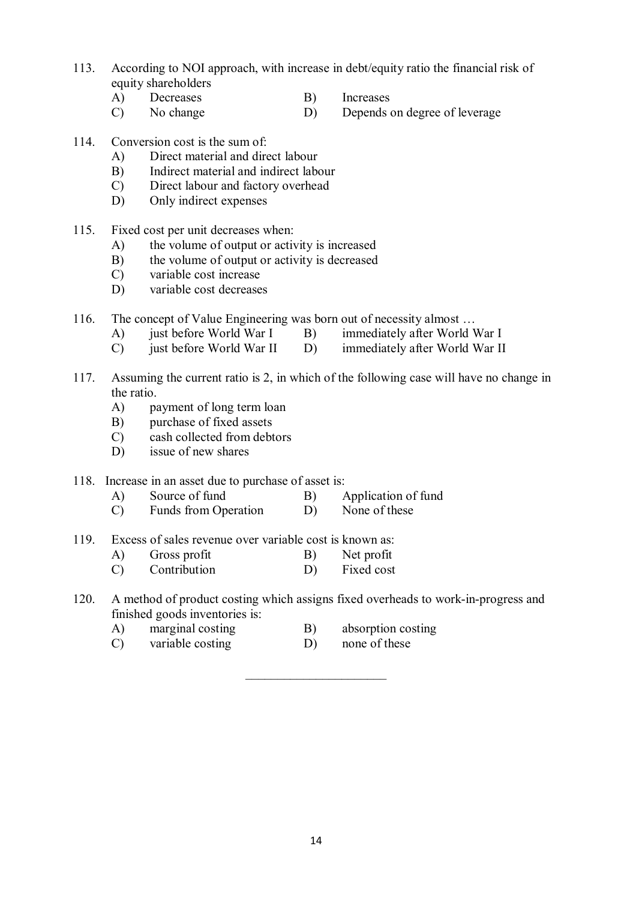113. According to NOI approach, with increase in debt/equity ratio the financial risk of equity shareholders

   A) Decreases
   B) Increases
   C) No change
   D) Depends on degree of leverage

114. Conversion cost is the sum of:

   A) Direct material and direct labour
   B) Indirect material and indirect labour
   C) Direct labour and factory overhead
   D) Only indirect expenses

115. Fixed cost per unit decreases when:

   A) the volume of output or activity is increased
   B) the volume of output or activity is decreased
   C) variable cost increase
   D) variable cost decreases

116. The concept of Value Engineering was born out of necessity almost …

   A) just before World War I
   B) immediately after World War I
   C) just before World War II
   D) immediately after World War II

117. Assuming the current ratio is 2, in which of the following case will have no change in the ratio.

   A) payment of long term loan
   B) purchase of fixed assets
   C) cash collected from debtors
   D) issue of new shares

118. Increase in an asset due to purchase of asset is:

   A) Source of fund
   B) Application of fund
   C) Funds from Operation
   D) None of these

119. Excess of sales revenue over variable cost is known as:

   A) Gross profit
   B) Net profit
   C) Contribution
   D) Fixed cost

120. A method of product costing which assigns fixed overheads to work-in-progress and finished goods inventories is:

   A) marginal costing
   B) absorption costing
   C) variable costing
   D) none of these

---